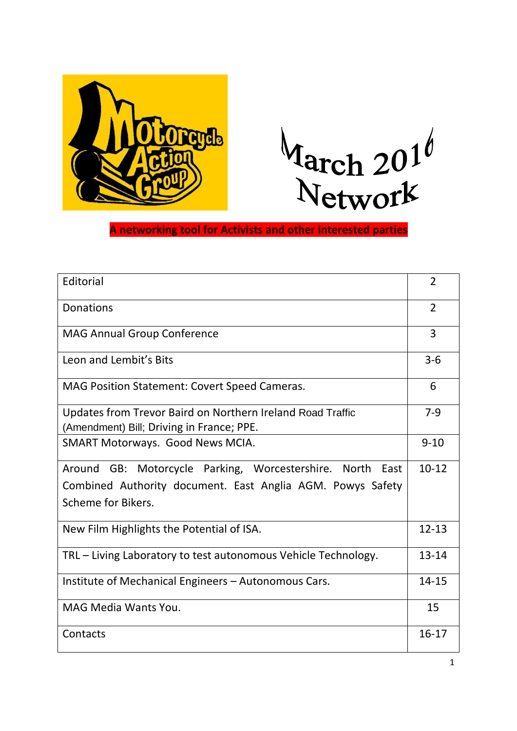# March 2016 Network

**A networking tool for Activists and other interested parties**

| Contents | Page |
| --- | --- |
| Editorial | 2 |
| Donations | 2 |
| MAG Annual Group Conference | 3 |
| Leon and Lembit's Bits | 3-6 |
| MAG Position Statement: Covert Speed Cameras. | 6 |
| Updates from Trevor Baird on Northern Ireland Road Traffic (Amendment) Bill; Driving in France; PPE. | 7-9 |
| SMART Motorways. Good News MCIA. | 9-10 |
| Around GB: Motorcycle Parking, Worcestershire. North East Combined Authority document. East Anglia AGM. Powys Safety Scheme for Bikers. | 10-12 |
| New Film Highlights the Potential of ISA. | 12-13 |
| TRL – Living Laboratory to test autonomous Vehicle Technology. | 13-14 |
| Institute of Mechanical Engineers – Autonomous Cars. | 14-15 |
| MAG Media Wants You. | 15 |
| Contacts | 16-17 |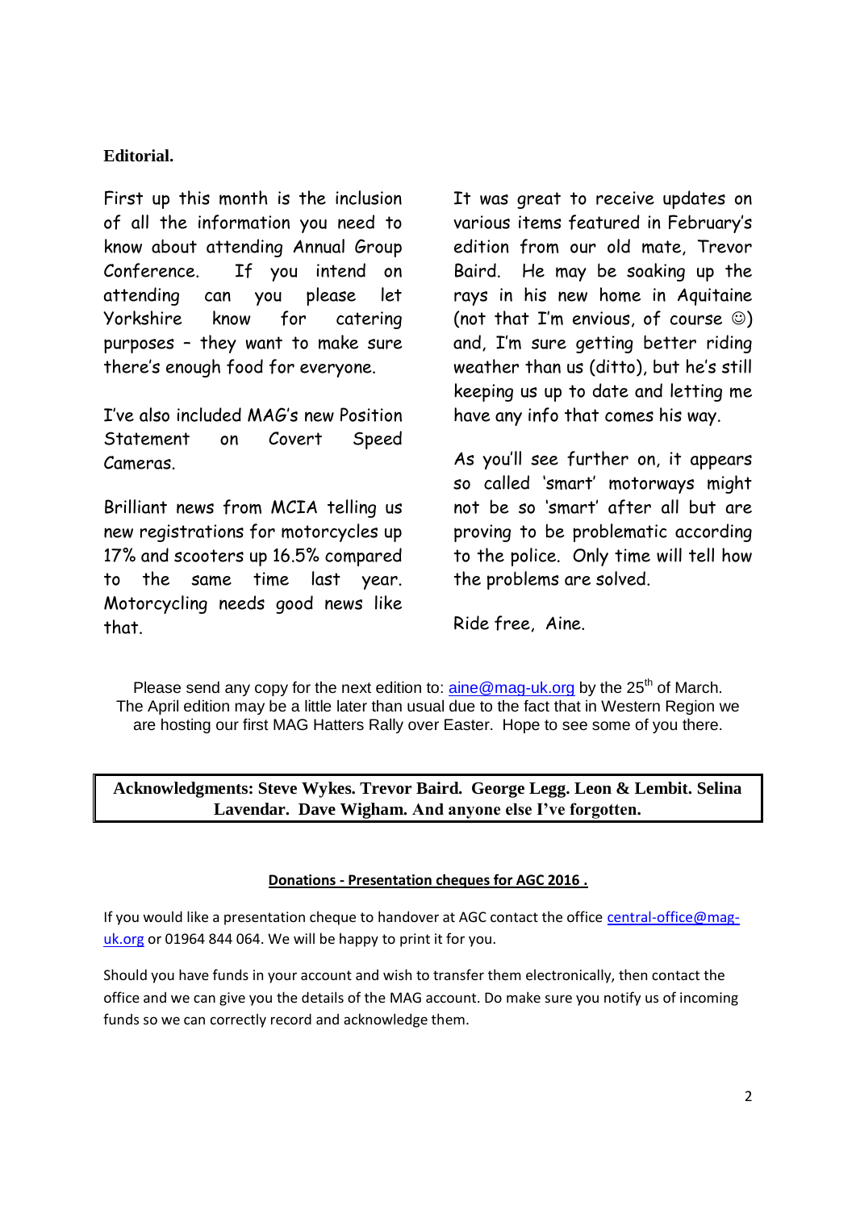## Editorial.

First up this month is the inclusion of all the information you need to know about attending Annual Group Conference. If you intend on attending can you please let Yorkshire know for catering purposes – they want to make sure there's enough food for everyone.

I've also included MAG's new Position Statement on Covert Speed Cameras.

Brilliant news from MCIA telling us new registrations for motorcycles up 17% and scooters up 16.5% compared to the same time last year. Motorcycling needs good news like that.

It was great to receive updates on various items featured in February's edition from our old mate, Trevor Baird. He may be soaking up the rays in his new home in Aquitaine (not that I'm envious, of course ☺) and, I'm sure getting better riding weather than us (ditto), but he's still keeping us up to date and letting me have any info that comes his way.

As you'll see further on, it appears so called 'smart' motorways might not be so 'smart' after all but are proving to be problematic according to the police. Only time will tell how the problems are solved.

Ride free, Aine.

Please send any copy for the next edition to: aine@mag-uk.org by the 25th of March. The April edition may be a little later than usual due to the fact that in Western Region we are hosting our first MAG Hatters Rally over Easter. Hope to see some of you there.

**Acknowledgments: Steve Wykes. Trevor Baird. George Legg. Leon & Lembit. Selina Lavendar. Dave Wigham. And anyone else I've forgotten.**

### Donations - Presentation cheques for AGC 2016 .

If you would like a presentation cheque to handover at AGC contact the office central-office@mag-uk.org or 01964 844 064. We will be happy to print it for you.

Should you have funds in your account and wish to transfer them electronically, then contact the office and we can give you the details of the MAG account. Do make sure you notify us of incoming funds so we can correctly record and acknowledge them.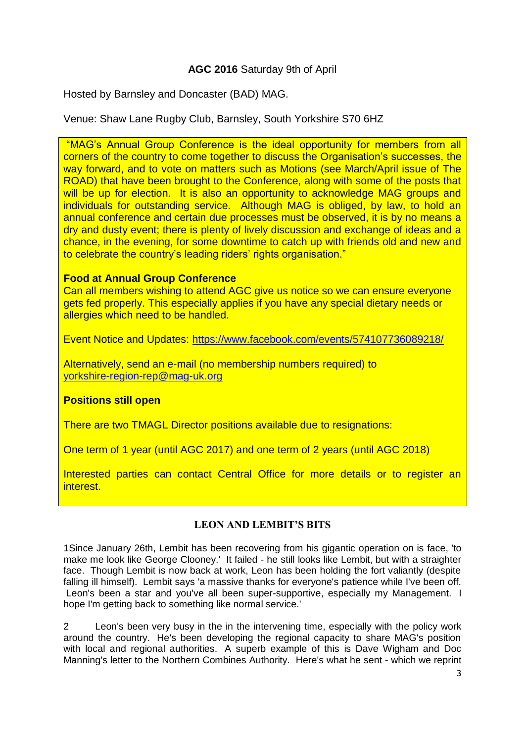**AGC 2016** Saturday 9th of April

Hosted by Barnsley and Doncaster (BAD) MAG.

Venue: Shaw Lane Rugby Club, Barnsley, South Yorkshire S70 6HZ

"MAG's Annual Group Conference is the ideal opportunity for members from all corners of the country to come together to discuss the Organisation's successes, the way forward, and to vote on matters such as Motions (see March/April issue of The ROAD) that have been brought to the Conference, along with some of the posts that will be up for election. It is also an opportunity to acknowledge MAG groups and individuals for outstanding service. Although MAG is obliged, by law, to hold an annual conference and certain due processes must be observed, it is by no means a dry and dusty event; there is plenty of lively discussion and exchange of ideas and a chance, in the evening, for some downtime to catch up with friends old and new and to celebrate the country's leading riders' rights organisation."

**Food at Annual Group Conference**

Can all members wishing to attend AGC give us notice so we can ensure everyone gets fed properly. This especially applies if you have any special dietary needs or allergies which need to be handled.

Event Notice and Updates: https://www.facebook.com/events/574107736089218/

Alternatively, send an e-mail (no membership numbers required) to yorkshire-region-rep@mag-uk.org

**Positions still open**

There are two TMAGL Director positions available due to resignations:

One term of 1 year (until AGC 2017) and one term of 2 years (until AGC 2018)

Interested parties can contact Central Office for more details or to register an interest.

## LEON AND LEMBIT'S BITS

1Since January 26th, Lembit has been recovering from his gigantic operation on is face, 'to make me look like George Clooney.' It failed - he still looks like Lembit, but with a straighter face. Though Lembit is now back at work, Leon has been holding the fort valiantly (despite falling ill himself). Lembit says 'a massive thanks for everyone's patience while I've been off. Leon's been a star and you've all been super-supportive, especially my Management. I hope I'm getting back to something like normal service.'

2 Leon's been very busy in the in the intervening time, especially with the policy work around the country. He's been developing the regional capacity to share MAG's position with local and regional authorities. A superb example of this is Dave Wigham and Doc Manning's letter to the Northern Combines Authority. Here's what he sent - which we reprint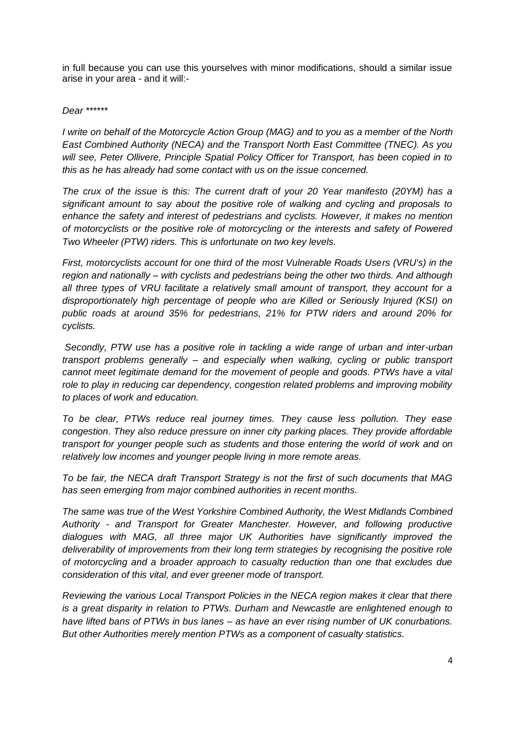in full because you can use this yourselves with minor modifications, should a similar issue arise in your area - and it will:-

*Dear ******

*I write on behalf of the Motorcycle Action Group (MAG) and to you as a member of the North East Combined Authority (NECA) and the Transport North East Committee (TNEC). As you will see, Peter Ollivere, Principle Spatial Policy Officer for Transport, has been copied in to this as he has already had some contact with us on the issue concerned.*

*The crux of the issue is this: The current draft of your 20 Year manifesto (20YM) has a significant amount to say about the positive role of walking and cycling and proposals to enhance the safety and interest of pedestrians and cyclists. However, it makes no mention of motorcyclists or the positive role of motorcycling or the interests and safety of Powered Two Wheeler (PTW) riders. This is unfortunate on two key levels.*

*First, motorcyclists account for one third of the most Vulnerable Roads Users (VRU's) in the region and nationally – with cyclists and pedestrians being the other two thirds. And although all three types of VRU facilitate a relatively small amount of transport, they account for a disproportionately high percentage of people who are Killed or Seriously Injured (KSI) on public roads at around 35% for pedestrians, 21% for PTW riders and around 20% for cyclists.*

*Secondly, PTW use has a positive role in tackling a wide range of urban and inter-urban transport problems generally – and especially when walking, cycling or public transport cannot meet legitimate demand for the movement of people and goods. PTWs have a vital role to play in reducing car dependency, congestion related problems and improving mobility to places of work and education.*

*To be clear, PTWs reduce real journey times. They cause less pollution. They ease congestion. They also reduce pressure on inner city parking places. They provide affordable transport for younger people such as students and those entering the world of work and on relatively low incomes and younger people living in more remote areas.*

*To be fair, the NECA draft Transport Strategy is not the first of such documents that MAG has seen emerging from major combined authorities in recent months.*

*The same was true of the West Yorkshire Combined Authority, the West Midlands Combined Authority - and Transport for Greater Manchester. However, and following productive dialogues with MAG, all three major UK Authorities have significantly improved the deliverability of improvements from their long term strategies by recognising the positive role of motorcycling and a broader approach to casualty reduction than one that excludes due consideration of this vital, and ever greener mode of transport.*

*Reviewing the various Local Transport Policies in the NECA region makes it clear that there is a great disparity in relation to PTWs. Durham and Newcastle are enlightened enough to have lifted bans of PTWs in bus lanes – as have an ever rising number of UK conurbations. But other Authorities merely mention PTWs as a component of casualty statistics.*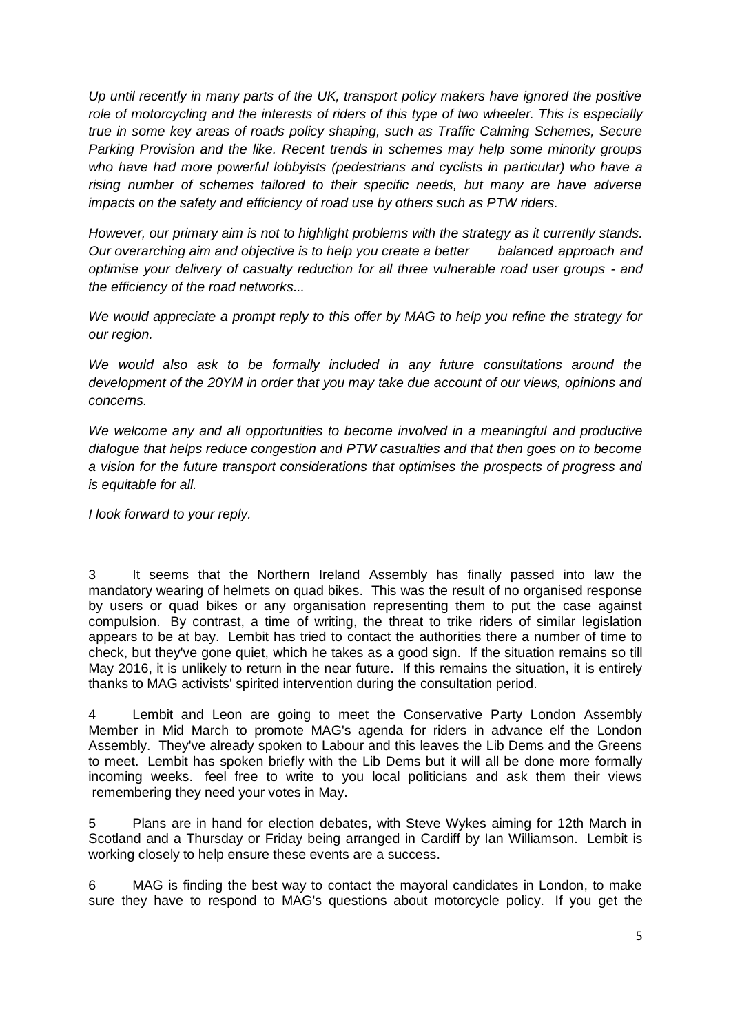*Up until recently in many parts of the UK, transport policy makers have ignored the positive role of motorcycling and the interests of riders of this type of two wheeler. This is especially true in some key areas of roads policy shaping, such as Traffic Calming Schemes, Secure Parking Provision and the like. Recent trends in schemes may help some minority groups who have had more powerful lobbyists (pedestrians and cyclists in particular) who have a rising number of schemes tailored to their specific needs, but many are have adverse impacts on the safety and efficiency of road use by others such as PTW riders.*

*However, our primary aim is not to highlight problems with the strategy as it currently stands. Our overarching aim and objective is to help you create a better balanced approach and optimise your delivery of casualty reduction for all three vulnerable road user groups - and the efficiency of the road networks...*

*We would appreciate a prompt reply to this offer by MAG to help you refine the strategy for our region.*

*We would also ask to be formally included in any future consultations around the development of the 20YM in order that you may take due account of our views, opinions and concerns.*

*We welcome any and all opportunities to become involved in a meaningful and productive dialogue that helps reduce congestion and PTW casualties and that then goes on to become a vision for the future transport considerations that optimises the prospects of progress and is equitable for all.*

*I look forward to your reply.*

3 It seems that the Northern Ireland Assembly has finally passed into law the mandatory wearing of helmets on quad bikes. This was the result of no organised response by users or quad bikes or any organisation representing them to put the case against compulsion. By contrast, a time of writing, the threat to trike riders of similar legislation appears to be at bay. Lembit has tried to contact the authorities there a number of time to check, but they've gone quiet, which he takes as a good sign. If the situation remains so till May 2016, it is unlikely to return in the near future. If this remains the situation, it is entirely thanks to MAG activists' spirited intervention during the consultation period.

4 Lembit and Leon are going to meet the Conservative Party London Assembly Member in Mid March to promote MAG's agenda for riders in advance elf the London Assembly. They've already spoken to Labour and this leaves the Lib Dems and the Greens to meet. Lembit has spoken briefly with the Lib Dems but it will all be done more formally incoming weeks. feel free to write to you local politicians and ask them their views remembering they need your votes in May.

5 Plans are in hand for election debates, with Steve Wykes aiming for 12th March in Scotland and a Thursday or Friday being arranged in Cardiff by Ian Williamson. Lembit is working closely to help ensure these events are a success.

6 MAG is finding the best way to contact the mayoral candidates in London, to make sure they have to respond to MAG's questions about motorcycle policy. If you get the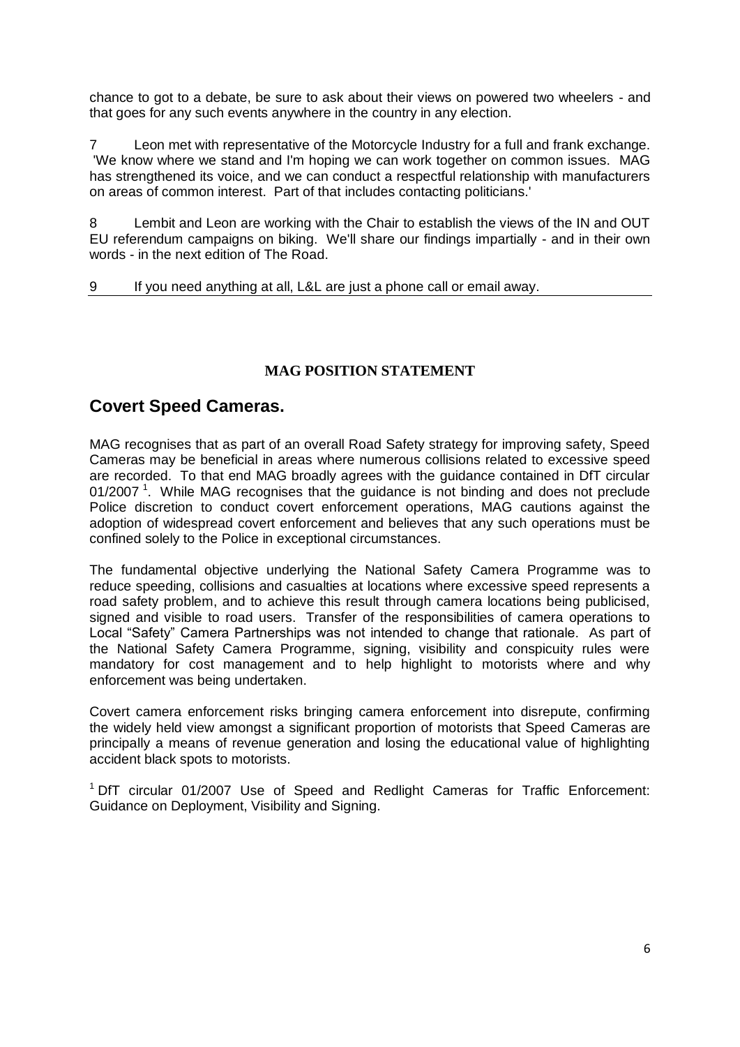chance to got to a debate, be sure to ask about their views on powered two wheelers - and that goes for any such events anywhere in the country in any election.

7 Leon met with representative of the Motorcycle Industry for a full and frank exchange. 'We know where we stand and I'm hoping we can work together on common issues. MAG has strengthened its voice, and we can conduct a respectful relationship with manufacturers on areas of common interest. Part of that includes contacting politicians.'

8 Lembit and Leon are working with the Chair to establish the views of the IN and OUT EU referendum campaigns on biking. We'll share our findings impartially - and in their own words - in the next edition of The Road.

9 If you need anything at all, L&L are just a phone call or email away.

**MAG POSITION STATEMENT**

## Covert Speed Cameras.

MAG recognises that as part of an overall Road Safety strategy for improving safety, Speed Cameras may be beneficial in areas where numerous collisions related to excessive speed are recorded. To that end MAG broadly agrees with the guidance contained in DfT circular 01/2007 [1]. While MAG recognises that the guidance is not binding and does not preclude Police discretion to conduct covert enforcement operations, MAG cautions against the adoption of widespread covert enforcement and believes that any such operations must be confined solely to the Police in exceptional circumstances.

The fundamental objective underlying the National Safety Camera Programme was to reduce speeding, collisions and casualties at locations where excessive speed represents a road safety problem, and to achieve this result through camera locations being publicised, signed and visible to road users. Transfer of the responsibilities of camera operations to Local "Safety" Camera Partnerships was not intended to change that rationale. As part of the National Safety Camera Programme, signing, visibility and conspicuity rules were mandatory for cost management and to help highlight to motorists where and why enforcement was being undertaken.

Covert camera enforcement risks bringing camera enforcement into disrepute, confirming the widely held view amongst a significant proportion of motorists that Speed Cameras are principally a means of revenue generation and losing the educational value of highlighting accident black spots to motorists.

[1] DfT circular 01/2007 Use of Speed and Redlight Cameras for Traffic Enforcement: Guidance on Deployment, Visibility and Signing.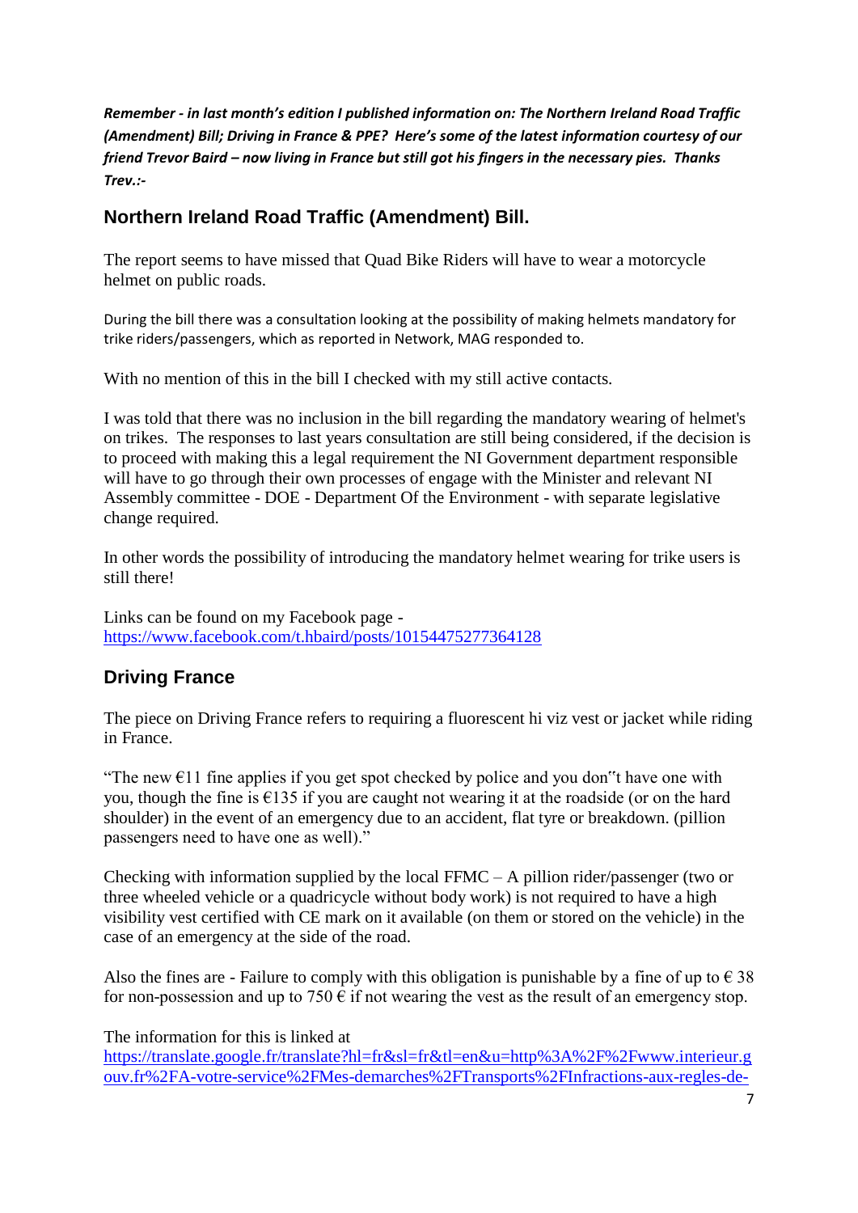***Remember - in last month's edition I published information on: The Northern Ireland Road Traffic (Amendment) Bill; Driving in France & PPE? Here's some of the latest information courtesy of our friend Trevor Baird – now living in France but still got his fingers in the necessary pies. Thanks Trev.:-***

## Northern Ireland Road Traffic (Amendment) Bill.

The report seems to have missed that Quad Bike Riders will have to wear a motorcycle helmet on public roads.

During the bill there was a consultation looking at the possibility of making helmets mandatory for trike riders/passengers, which as reported in Network, MAG responded to.

With no mention of this in the bill I checked with my still active contacts.

I was told that there was no inclusion in the bill regarding the mandatory wearing of helmet's on trikes. The responses to last years consultation are still being considered, if the decision is to proceed with making this a legal requirement the NI Government department responsible will have to go through their own processes of engage with the Minister and relevant NI Assembly committee - DOE - Department Of the Environment - with separate legislative change required.

In other words the possibility of introducing the mandatory helmet wearing for trike users is still there!

Links can be found on my Facebook page - https://www.facebook.com/t.hbaird/posts/10154475277364128

## Driving France

The piece on Driving France refers to requiring a fluorescent hi viz vest or jacket while riding in France.

"The new €11 fine applies if you get spot checked by police and you don"t have one with you, though the fine is €135 if you are caught not wearing it at the roadside (or on the hard shoulder) in the event of an emergency due to an accident, flat tyre or breakdown. (pillion passengers need to have one as well)."

Checking with information supplied by the local FFMC – A pillion rider/passenger (two or three wheeled vehicle or a quadricycle without body work) is not required to have a high visibility vest certified with CE mark on it available (on them or stored on the vehicle) in the case of an emergency at the side of the road.

Also the fines are - Failure to comply with this obligation is punishable by a fine of up to € 38 for non-possession and up to 750 € if not wearing the vest as the result of an emergency stop.

The information for this is linked at https://translate.google.fr/translate?hl=fr&sl=fr&tl=en&u=http%3A%2F%2Fwww.interieur.gouv.fr%2FA-votre-service%2FMes-demarches%2FTransports%2FInfractions-aux-regles-de-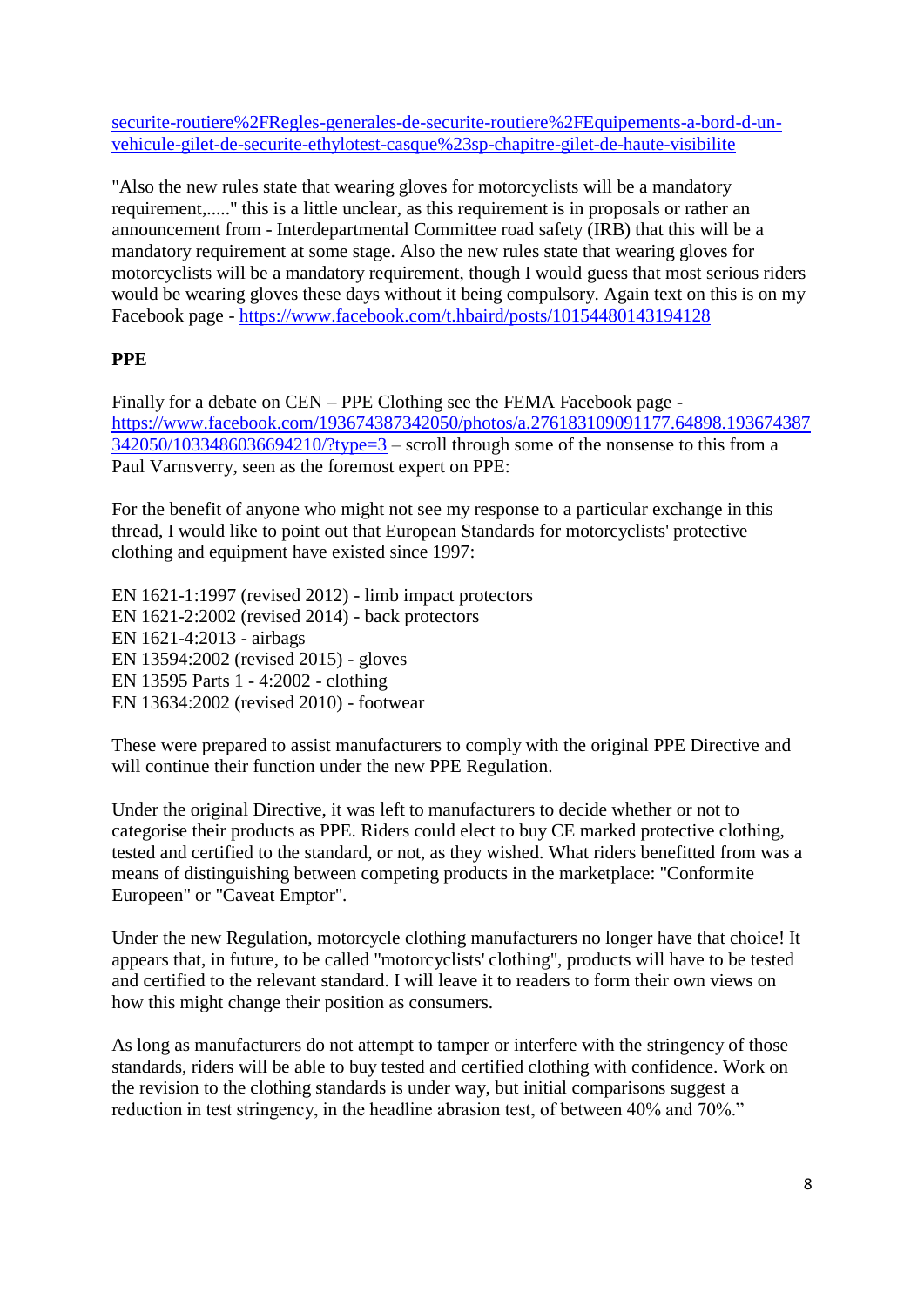[securite-routiere%2FRegles-generales-de-securite-routiere%2FEquipements-a-bord-d-un-vehicule-gilet-de-securite-ethylotest-casque%23sp-chapitre-gilet-de-haute-visibilite](securite-routiere%2FRegles-generales-de-securite-routiere%2FEquipements-a-bord-d-un-vehicule-gilet-de-securite-ethylotest-casque%23sp-chapitre-gilet-de-haute-visibilite)

"Also the new rules state that wearing gloves for motorcyclists will be a mandatory requirement,....." this is a little unclear, as this requirement is in proposals or rather an announcement from - Interdepartmental Committee road safety (IRB) that this will be a mandatory requirement at some stage. Also the new rules state that wearing gloves for motorcyclists will be a mandatory requirement, though I would guess that most serious riders would be wearing gloves these days without it being compulsory. Again text on this is on my Facebook page - https://www.facebook.com/t.hbaird/posts/10154480143194128

**PPE**

Finally for a debate on CEN – PPE Clothing see the FEMA Facebook page - https://www.facebook.com/193674387342050/photos/a.276183109091177.64898.193674387342050/1033486036694210/?type=3 – scroll through some of the nonsense to this from a Paul Varnsverry, seen as the foremost expert on PPE:

For the benefit of anyone who might not see my response to a particular exchange in this thread, I would like to point out that European Standards for motorcyclists' protective clothing and equipment have existed since 1997:

EN 1621-1:1997 (revised 2012) - limb impact protectors
EN 1621-2:2002 (revised 2014) - back protectors
EN 1621-4:2013 - airbags
EN 13594:2002 (revised 2015) - gloves
EN 13595 Parts 1 - 4:2002 - clothing
EN 13634:2002 (revised 2010) - footwear

These were prepared to assist manufacturers to comply with the original PPE Directive and will continue their function under the new PPE Regulation.

Under the original Directive, it was left to manufacturers to decide whether or not to categorise their products as PPE. Riders could elect to buy CE marked protective clothing, tested and certified to the standard, or not, as they wished. What riders benefitted from was a means of distinguishing between competing products in the marketplace: "Conformite Europeen" or "Caveat Emptor".

Under the new Regulation, motorcycle clothing manufacturers no longer have that choice! It appears that, in future, to be called "motorcyclists' clothing", products will have to be tested and certified to the relevant standard. I will leave it to readers to form their own views on how this might change their position as consumers.

As long as manufacturers do not attempt to tamper or interfere with the stringency of those standards, riders will be able to buy tested and certified clothing with confidence. Work on the revision to the clothing standards is under way, but initial comparisons suggest a reduction in test stringency, in the headline abrasion test, of between 40% and 70%."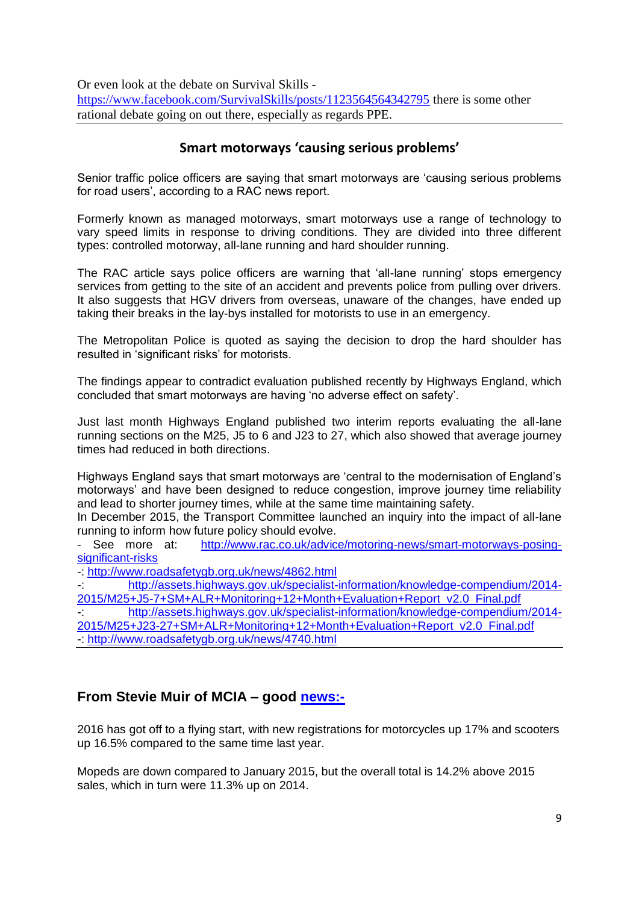Or even look at the debate on Survival Skills - https://www.facebook.com/SurvivalSkills/posts/1123564564342795 there is some other rational debate going on out there, especially as regards PPE.

---

## Smart motorways 'causing serious problems'

Senior traffic police officers are saying that smart motorways are 'causing serious problems for road users', according to a RAC news report.

Formerly known as managed motorways, smart motorways use a range of technology to vary speed limits in response to driving conditions. They are divided into three different types: controlled motorway, all-lane running and hard shoulder running.

The RAC article says police officers are warning that 'all-lane running' stops emergency services from getting to the site of an accident and prevents police from pulling over drivers. It also suggests that HGV drivers from overseas, unaware of the changes, have ended up taking their breaks in the lay-bys installed for motorists to use in an emergency.

The Metropolitan Police is quoted as saying the decision to drop the hard shoulder has resulted in 'significant risks' for motorists.

The findings appear to contradict evaluation published recently by Highways England, which concluded that smart motorways are having 'no adverse effect on safety'.

Just last month Highways England published two interim reports evaluating the all-lane running sections on the M25, J5 to 6 and J23 to 27, which also showed that average journey times had reduced in both directions.

Highways England says that smart motorways are 'central to the modernisation of England's motorways' and have been designed to reduce congestion, improve journey time reliability and lead to shorter journey times, while at the same time maintaining safety.

In December 2015, the Transport Committee launched an inquiry into the impact of all-lane running to inform how future policy should evolve.

- See more at: http://www.rac.co.uk/advice/motoring-news/smart-motorways-posing-significant-risks
-: http://www.roadsafetygb.org.uk/news/4862.html
-: http://assets.highways.gov.uk/specialist-information/knowledge-compendium/2014-2015/M25+J5-7+SM+ALR+Monitoring+12+Month+Evaluation+Report_v2.0_Final.pdf
-: http://assets.highways.gov.uk/specialist-information/knowledge-compendium/2014-2015/M25+J23-27+SM+ALR+Monitoring+12+Month+Evaluation+Report_v2.0_Final.pdf
-: http://www.roadsafetygb.org.uk/news/4740.html

---

## From Stevie Muir of MCIA – good news:-

2016 has got off to a flying start, with new registrations for motorcycles up 17% and scooters up 16.5% compared to the same time last year.

Mopeds are down compared to January 2015, but the overall total is 14.2% above 2015 sales, which in turn were 11.3% up on 2014.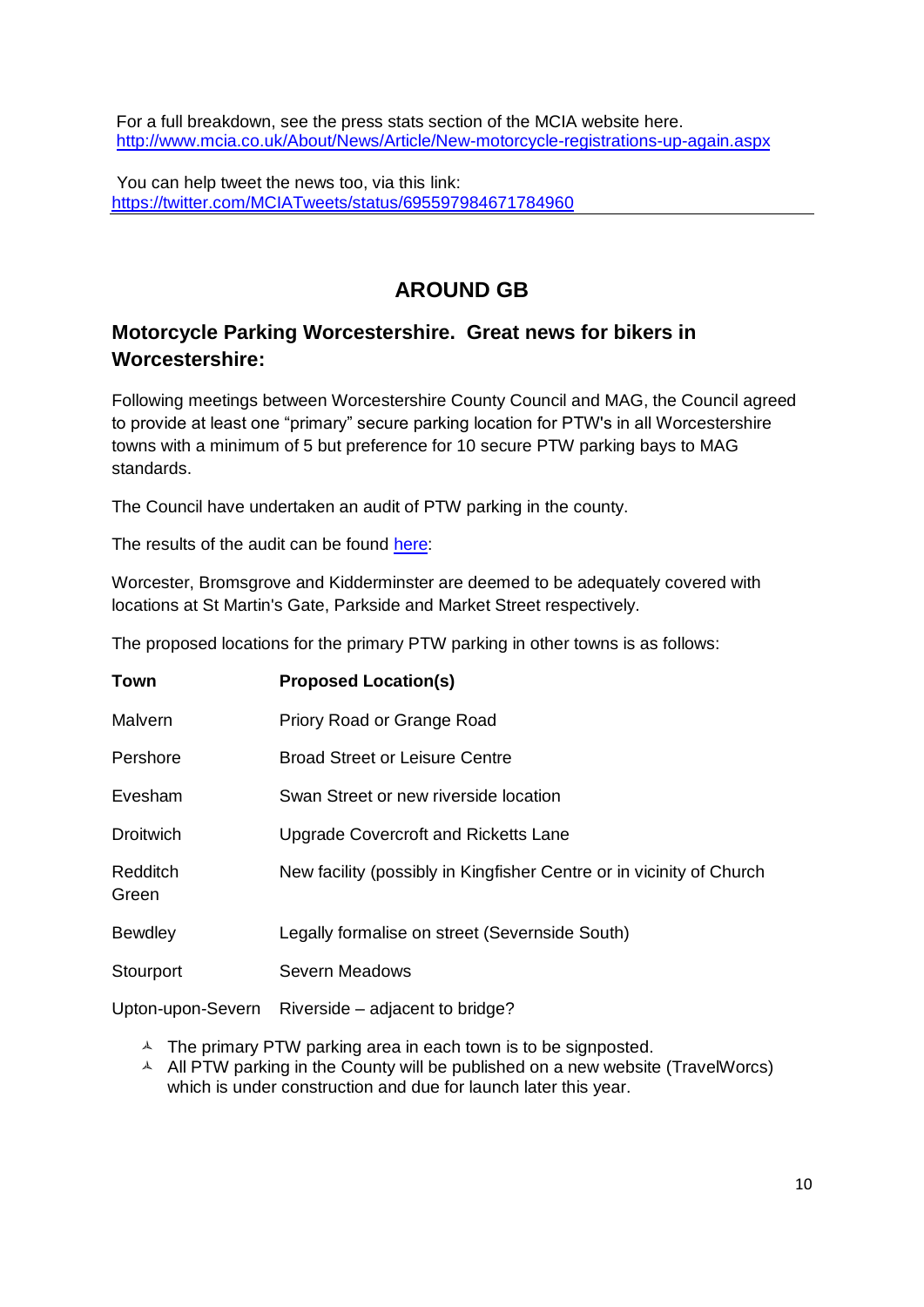For a full breakdown, see the press stats section of the MCIA website here. [http://www.mcia.co.uk/About/News/Article/New-motorcycle-registrations-up-again.aspx](http://www.mcia.co.uk/About/News/Article/New-motorcycle-registrations-up-again.aspx)

You can help tweet the news too, via this link: [https://twitter.com/MCIATweets/status/695597984671784960](https://twitter.com/MCIATweets/status/695597984671784960)

# AROUND GB

## Motorcycle Parking Worcestershire. Great news for bikers in Worcestershire:

Following meetings between Worcestershire County Council and MAG, the Council agreed to provide at least one "primary" secure parking location for PTW's in all Worcestershire towns with a minimum of 5 but preference for 10 secure PTW parking bays to MAG standards.

The Council have undertaken an audit of PTW parking in the county.

The results of the audit can be found here:

Worcester, Bromsgrove and Kidderminster are deemed to be adequately covered with locations at St Martin's Gate, Parkside and Market Street respectively.

The proposed locations for the primary PTW parking in other towns is as follows:

| Town | Proposed Location(s) |
|---|---|
| Malvern | Priory Road or Grange Road |
| Pershore | Broad Street or Leisure Centre |
| Evesham | Swan Street or new riverside location |
| Droitwich | Upgrade Covercroft and Ricketts Lane |
| Redditch Green | New facility (possibly in Kingfisher Centre or in vicinity of Church |
| Bewdley | Legally formalise on street (Severnside South) |
| Stourport | Severn Meadows |
| Upton-upon-Severn | Riverside – adjacent to bridge? |

- The primary PTW parking area in each town is to be signposted.
- All PTW parking in the County will be published on a new website (TravelWorcs) which is under construction and due for launch later this year.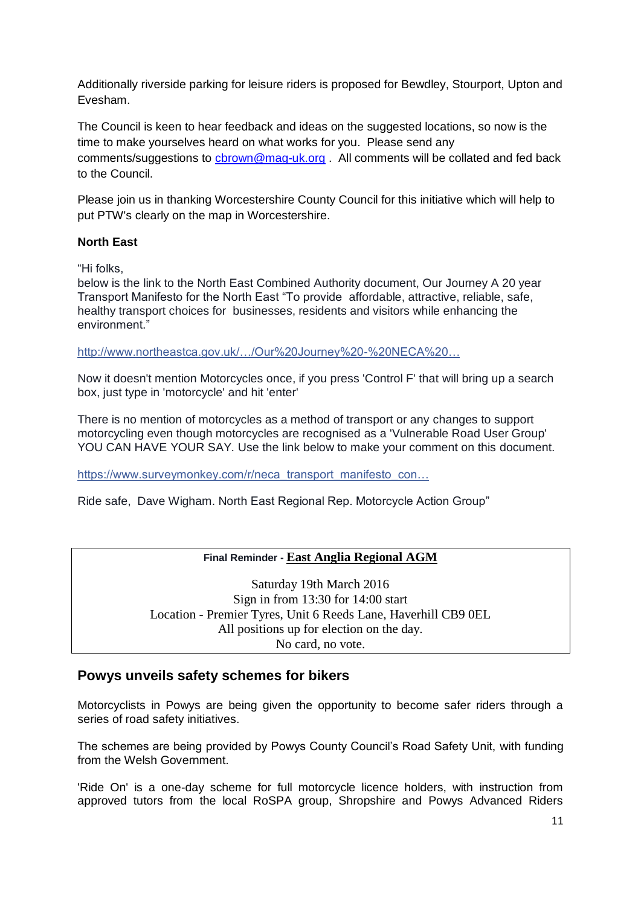Additionally riverside parking for leisure riders is proposed for Bewdley, Stourport, Upton and Evesham.

The Council is keen to hear feedback and ideas on the suggested locations, so now is the time to make yourselves heard on what works for you. Please send any comments/suggestions to [cbrown@mag-uk.org](mailto:cbrown@mag-uk.org) . All comments will be collated and fed back to the Council.

Please join us in thanking Worcestershire County Council for this initiative which will help to put PTW's clearly on the map in Worcestershire.

**North East**

"Hi folks,
below is the link to the North East Combined Authority document, Our Journey A 20 year Transport Manifesto for the North East "To provide affordable, attractive, reliable, safe, healthy transport choices for businesses, residents and visitors while enhancing the environment."

http://www.northeastca.gov.uk/…/Our%20Journey%20-%20NECA%20…

Now it doesn't mention Motorcycles once, if you press 'Control F' that will bring up a search box, just type in 'motorcycle' and hit 'enter'

There is no mention of motorcycles as a method of transport or any changes to support motorcycling even though motorcycles are recognised as a 'Vulnerable Road User Group' YOU CAN HAVE YOUR SAY. Use the link below to make your comment on this document.

https://www.surveymonkey.com/r/neca_transport_manifesto_con…

Ride safe, Dave Wigham. North East Regional Rep. Motorcycle Action Group"

**Final Reminder - East Anglia Regional AGM**

Saturday 19th March 2016
Sign in from 13:30 for 14:00 start
Location - Premier Tyres, Unit 6 Reeds Lane, Haverhill CB9 0EL
All positions up for election on the day.
No card, no vote.

## Powys unveils safety schemes for bikers

Motorcyclists in Powys are being given the opportunity to become safer riders through a series of road safety initiatives.

The schemes are being provided by Powys County Council's Road Safety Unit, with funding from the Welsh Government.

'Ride On' is a one-day scheme for full motorcycle licence holders, with instruction from approved tutors from the local RoSPA group, Shropshire and Powys Advanced Riders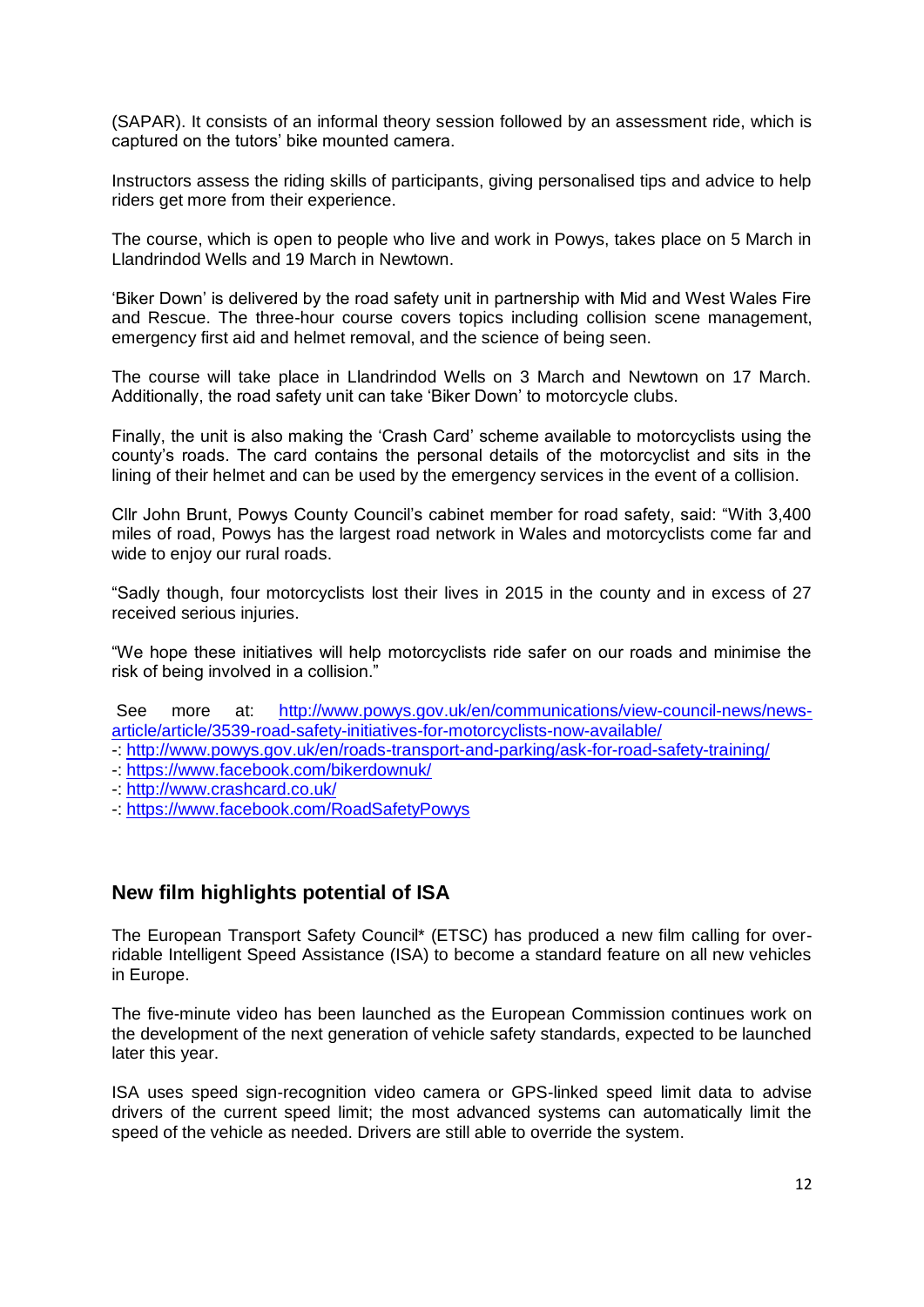(SAPAR). It consists of an informal theory session followed by an assessment ride, which is captured on the tutors' bike mounted camera.

Instructors assess the riding skills of participants, giving personalised tips and advice to help riders get more from their experience.

The course, which is open to people who live and work in Powys, takes place on 5 March in Llandrindod Wells and 19 March in Newtown.

'Biker Down' is delivered by the road safety unit in partnership with Mid and West Wales Fire and Rescue. The three-hour course covers topics including collision scene management, emergency first aid and helmet removal, and the science of being seen.

The course will take place in Llandrindod Wells on 3 March and Newtown on 17 March. Additionally, the road safety unit can take 'Biker Down' to motorcycle clubs.

Finally, the unit is also making the 'Crash Card' scheme available to motorcyclists using the county's roads. The card contains the personal details of the motorcyclist and sits in the lining of their helmet and can be used by the emergency services in the event of a collision.

Cllr John Brunt, Powys County Council's cabinet member for road safety, said: "With 3,400 miles of road, Powys has the largest road network in Wales and motorcyclists come far and wide to enjoy our rural roads.

"Sadly though, four motorcyclists lost their lives in 2015 in the county and in excess of 27 received serious injuries.

"We hope these initiatives will help motorcyclists ride safer on our roads and minimise the risk of being involved in a collision."

See more at: http://www.powys.gov.uk/en/communications/view-council-news/news-article/article/3539-road-safety-initiatives-for-motorcyclists-now-available/
-: http://www.powys.gov.uk/en/roads-transport-and-parking/ask-for-road-safety-training/
-: https://www.facebook.com/bikerdownuk/
-: http://www.crashcard.co.uk/
-: https://www.facebook.com/RoadSafetyPowys

## New film highlights potential of ISA

The European Transport Safety Council* (ETSC) has produced a new film calling for over-ridable Intelligent Speed Assistance (ISA) to become a standard feature on all new vehicles in Europe.

The five-minute video has been launched as the European Commission continues work on the development of the next generation of vehicle safety standards, expected to be launched later this year.

ISA uses speed sign-recognition video camera or GPS-linked speed limit data to advise drivers of the current speed limit; the most advanced systems can automatically limit the speed of the vehicle as needed. Drivers are still able to override the system.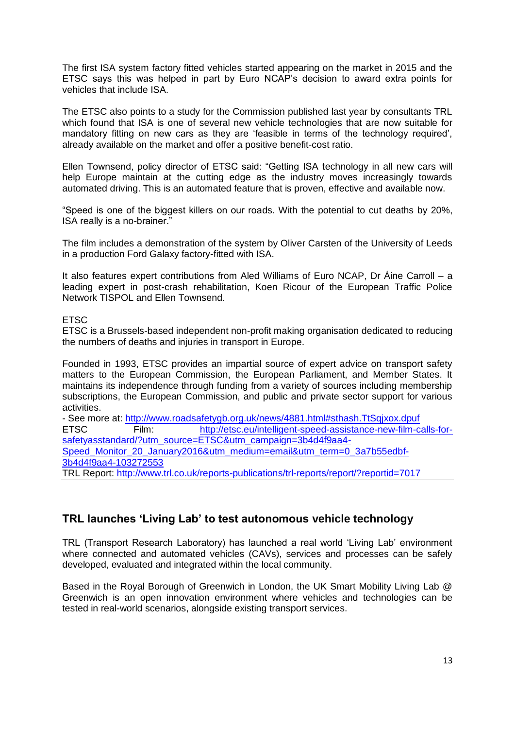The first ISA system factory fitted vehicles started appearing on the market in 2015 and the ETSC says this was helped in part by Euro NCAP's decision to award extra points for vehicles that include ISA.

The ETSC also points to a study for the Commission published last year by consultants TRL which found that ISA is one of several new vehicle technologies that are now suitable for mandatory fitting on new cars as they are 'feasible in terms of the technology required', already available on the market and offer a positive benefit-cost ratio.

Ellen Townsend, policy director of ETSC said: "Getting ISA technology in all new cars will help Europe maintain at the cutting edge as the industry moves increasingly towards automated driving. This is an automated feature that is proven, effective and available now.

"Speed is one of the biggest killers on our roads. With the potential to cut deaths by 20%, ISA really is a no-brainer."

The film includes a demonstration of the system by Oliver Carsten of the University of Leeds in a production Ford Galaxy factory-fitted with ISA.

It also features expert contributions from Aled Williams of Euro NCAP, Dr Áine Carroll – a leading expert in post-crash rehabilitation, Koen Ricour of the European Traffic Police Network TISPOL and Ellen Townsend.

ETSC
ETSC is a Brussels-based independent non-profit making organisation dedicated to reducing the numbers of deaths and injuries in transport in Europe.

Founded in 1993, ETSC provides an impartial source of expert advice on transport safety matters to the European Commission, the European Parliament, and Member States. It maintains its independence through funding from a variety of sources including membership subscriptions, the European Commission, and public and private sector support for various activities.

- See more at: http://www.roadsafetygb.org.uk/news/4881.html#sthash.TtSqjxox.dpuf
ETSC Film: http://etsc.eu/intelligent-speed-assistance-new-film-calls-for-safetyasstandard/?utm_source=ETSC&utm_campaign=3b4d4f9aa4-Speed_Monitor_20_January2016&utm_medium=email&utm_term=0_3a7b55edbf-3b4d4f9aa4-103272553
TRL Report: http://www.trl.co.uk/reports-publications/trl-reports/report/?reportid=7017

## TRL launches 'Living Lab' to test autonomous vehicle technology

TRL (Transport Research Laboratory) has launched a real world 'Living Lab' environment where connected and automated vehicles (CAVs), services and processes can be safely developed, evaluated and integrated within the local community.

Based in the Royal Borough of Greenwich in London, the UK Smart Mobility Living Lab @ Greenwich is an open innovation environment where vehicles and technologies can be tested in real-world scenarios, alongside existing transport services.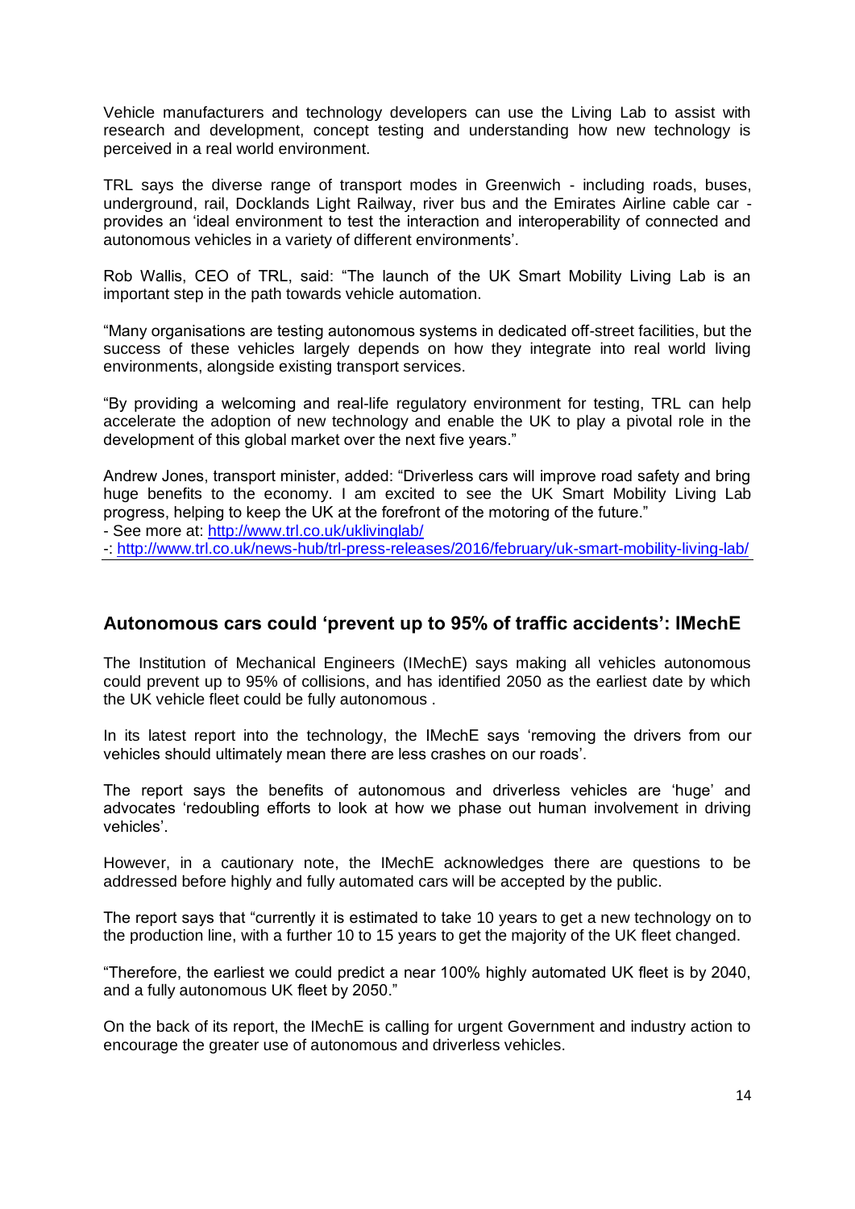Vehicle manufacturers and technology developers can use the Living Lab to assist with research and development, concept testing and understanding how new technology is perceived in a real world environment.

TRL says the diverse range of transport modes in Greenwich - including roads, buses, underground, rail, Docklands Light Railway, river bus and the Emirates Airline cable car - provides an 'ideal environment to test the interaction and interoperability of connected and autonomous vehicles in a variety of different environments'.

Rob Wallis, CEO of TRL, said: "The launch of the UK Smart Mobility Living Lab is an important step in the path towards vehicle automation.

"Many organisations are testing autonomous systems in dedicated off-street facilities, but the success of these vehicles largely depends on how they integrate into real world living environments, alongside existing transport services.

"By providing a welcoming and real-life regulatory environment for testing, TRL can help accelerate the adoption of new technology and enable the UK to play a pivotal role in the development of this global market over the next five years."

Andrew Jones, transport minister, added: "Driverless cars will improve road safety and bring huge benefits to the economy. I am excited to see the UK Smart Mobility Living Lab progress, helping to keep the UK at the forefront of the motoring of the future."
- See more at: http://www.trl.co.uk/uklivinglab/
-: http://www.trl.co.uk/news-hub/trl-press-releases/2016/february/uk-smart-mobility-living-lab/

## Autonomous cars could 'prevent up to 95% of traffic accidents': IMechE

The Institution of Mechanical Engineers (IMechE) says making all vehicles autonomous could prevent up to 95% of collisions, and has identified 2050 as the earliest date by which the UK vehicle fleet could be fully autonomous .

In its latest report into the technology, the IMechE says 'removing the drivers from our vehicles should ultimately mean there are less crashes on our roads'.

The report says the benefits of autonomous and driverless vehicles are 'huge' and advocates 'redoubling efforts to look at how we phase out human involvement in driving vehicles'.

However, in a cautionary note, the IMechE acknowledges there are questions to be addressed before highly and fully automated cars will be accepted by the public.

The report says that "currently it is estimated to take 10 years to get a new technology on to the production line, with a further 10 to 15 years to get the majority of the UK fleet changed.

"Therefore, the earliest we could predict a near 100% highly automated UK fleet is by 2040, and a fully autonomous UK fleet by 2050."

On the back of its report, the IMechE is calling for urgent Government and industry action to encourage the greater use of autonomous and driverless vehicles.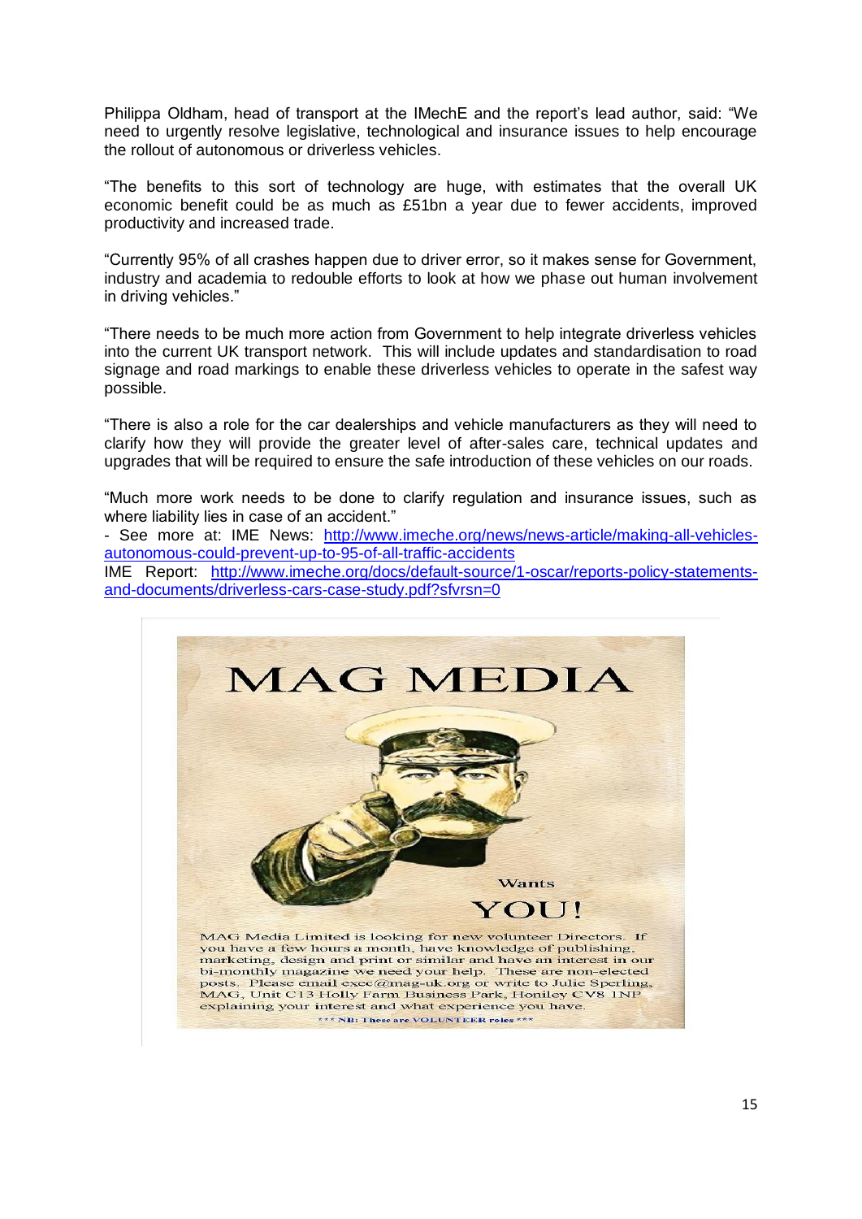Philippa Oldham, head of transport at the IMechE and the report's lead author, said: "We need to urgently resolve legislative, technological and insurance issues to help encourage the rollout of autonomous or driverless vehicles.

"The benefits to this sort of technology are huge, with estimates that the overall UK economic benefit could be as much as £51bn a year due to fewer accidents, improved productivity and increased trade.

"Currently 95% of all crashes happen due to driver error, so it makes sense for Government, industry and academia to redouble efforts to look at how we phase out human involvement in driving vehicles."

"There needs to be much more action from Government to help integrate driverless vehicles into the current UK transport network. This will include updates and standardisation to road signage and road markings to enable these driverless vehicles to operate in the safest way possible.

"There is also a role for the car dealerships and vehicle manufacturers as they will need to clarify how they will provide the greater level of after-sales care, technical updates and upgrades that will be required to ensure the safe introduction of these vehicles on our roads.

"Much more work needs to be done to clarify regulation and insurance issues, such as where liability lies in case of an accident."

- See more at: IME News: http://www.imeche.org/news/news-article/making-all-vehicles-autonomous-could-prevent-up-to-95-of-all-traffic-accidents

IME Report: http://www.imeche.org/docs/default-source/1-oscar/reports-policy-statements-and-documents/driverless-cars-case-study.pdf?sfvrsn=0

# MAG MEDIA

Wants

YOU!

MAG Media Limited is looking for new volunteer Directors. If you have a few hours a month, have knowledge of publishing, marketing, design and print or similar and have an interest in our bi-monthly magazine we need your help. These are non-elected posts. Please email exec@mag-uk.org or write to Julie Sperling, MAG, Unit C13 Holly Farm Business Park, Honiley CV8 1NP explaining your interest and what experience you have.

*** NB: These are VOLUNTEER roles ***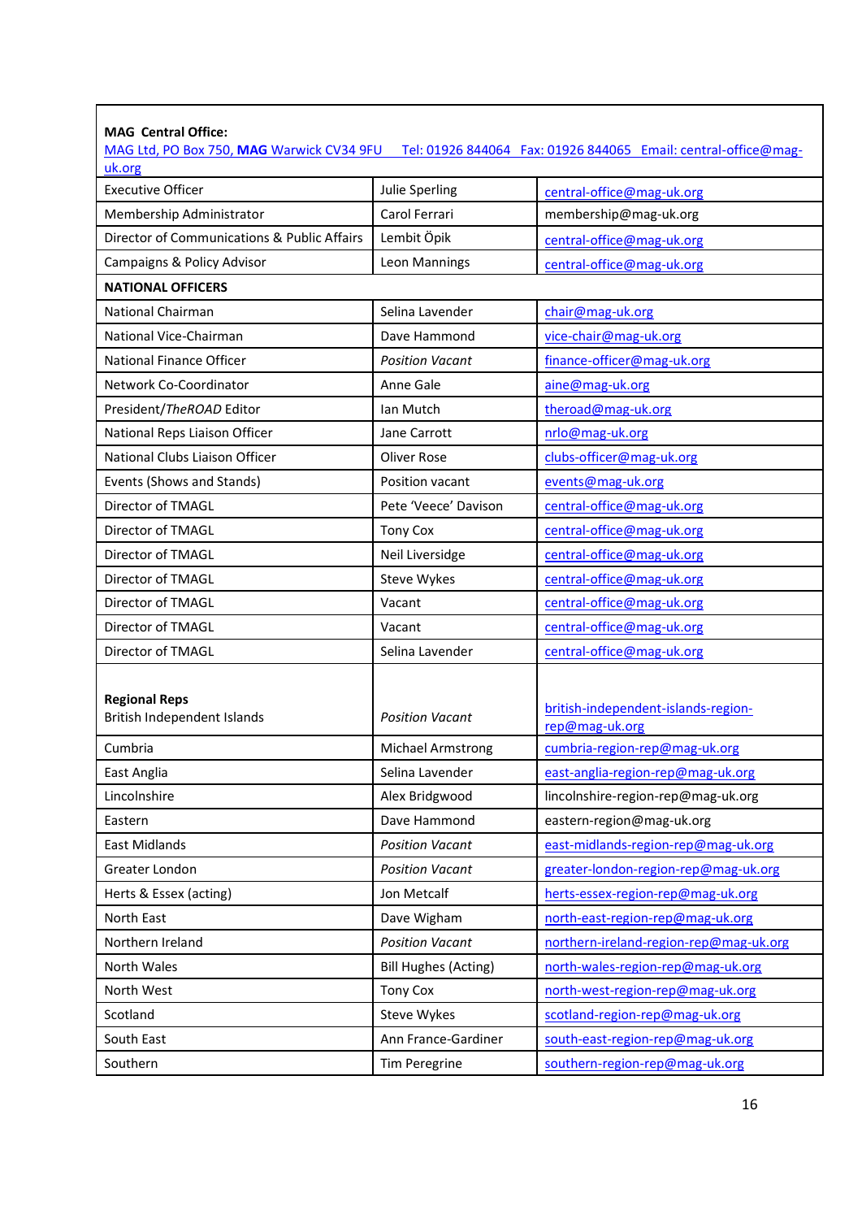| **MAG Central Office:** MAG Ltd, PO Box 750, **MAG** Warwick CV34 9FU Tel: 01926 844064 Fax: 01926 844065 Email: central-office@mag-uk.org | | |
|---|---|---|
| Executive Officer | Julie Sperling | central-office@mag-uk.org |
| Membership Administrator | Carol Ferrari | membership@mag-uk.org |
| Director of Communications & Public Affairs | Lembit Öpik | central-office@mag-uk.org |
| Campaigns & Policy Advisor | Leon Mannings | central-office@mag-uk.org |
| **NATIONAL OFFICERS** | | |
| National Chairman | Selina Lavender | chair@mag-uk.org |
| National Vice-Chairman | Dave Hammond | vice-chair@mag-uk.org |
| National Finance Officer | *Position Vacant* | finance-officer@mag-uk.org |
| Network Co-Coordinator | Anne Gale | aine@mag-uk.org |
| President/*TheROAD* Editor | Ian Mutch | theroad@mag-uk.org |
| National Reps Liaison Officer | Jane Carrott | nrlo@mag-uk.org |
| National Clubs Liaison Officer | Oliver Rose | clubs-officer@mag-uk.org |
| Events (Shows and Stands) | Position vacant | events@mag-uk.org |
| Director of TMAGL | Pete 'Veece' Davison | central-office@mag-uk.org |
| Director of TMAGL | Tony Cox | central-office@mag-uk.org |
| Director of TMAGL | Neil Liversidge | central-office@mag-uk.org |
| Director of TMAGL | Steve Wykes | central-office@mag-uk.org |
| Director of TMAGL | Vacant | central-office@mag-uk.org |
| Director of TMAGL | Vacant | central-office@mag-uk.org |
| Director of TMAGL | Selina Lavender | central-office@mag-uk.org |
| **Regional Reps** British Independent Islands | *Position Vacant* | british-independent-islands-region-rep@mag-uk.org |
| Cumbria | Michael Armstrong | cumbria-region-rep@mag-uk.org |
| East Anglia | Selina Lavender | east-anglia-region-rep@mag-uk.org |
| Lincolnshire | Alex Bridgwood | lincolnshire-region-rep@mag-uk.org |
| Eastern | Dave Hammond | eastern-region@mag-uk.org |
| East Midlands | *Position Vacant* | east-midlands-region-rep@mag-uk.org |
| Greater London | *Position Vacant* | greater-london-region-rep@mag-uk.org |
| Herts & Essex (acting) | Jon Metcalf | herts-essex-region-rep@mag-uk.org |
| North East | Dave Wigham | north-east-region-rep@mag-uk.org |
| Northern Ireland | *Position Vacant* | northern-ireland-region-rep@mag-uk.org |
| North Wales | Bill Hughes (Acting) | north-wales-region-rep@mag-uk.org |
| North West | Tony Cox | north-west-region-rep@mag-uk.org |
| Scotland | Steve Wykes | scotland-region-rep@mag-uk.org |
| South East | Ann France-Gardiner | south-east-region-rep@mag-uk.org |
| Southern | Tim Peregrine | southern-region-rep@mag-uk.org |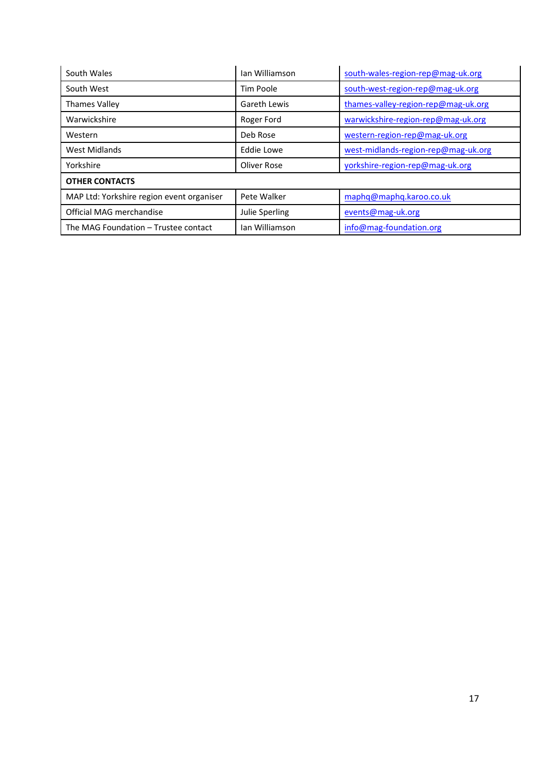| | | |
|---|---|---|
| South Wales | Ian Williamson | south-wales-region-rep@mag-uk.org |
| South West | Tim Poole | south-west-region-rep@mag-uk.org |
| Thames Valley | Gareth Lewis | thames-valley-region-rep@mag-uk.org |
| Warwickshire | Roger Ford | warwickshire-region-rep@mag-uk.org |
| Western | Deb Rose | western-region-rep@mag-uk.org |
| West Midlands | Eddie Lowe | west-midlands-region-rep@mag-uk.org |
| Yorkshire | Oliver Rose | yorkshire-region-rep@mag-uk.org |
| **OTHER CONTACTS** | | |
| MAP Ltd: Yorkshire region event organiser | Pete Walker | maphq@maphq.karoo.co.uk |
| Official MAG merchandise | Julie Sperling | events@mag-uk.org |
| The MAG Foundation – Trustee contact | Ian Williamson | info@mag-foundation.org |